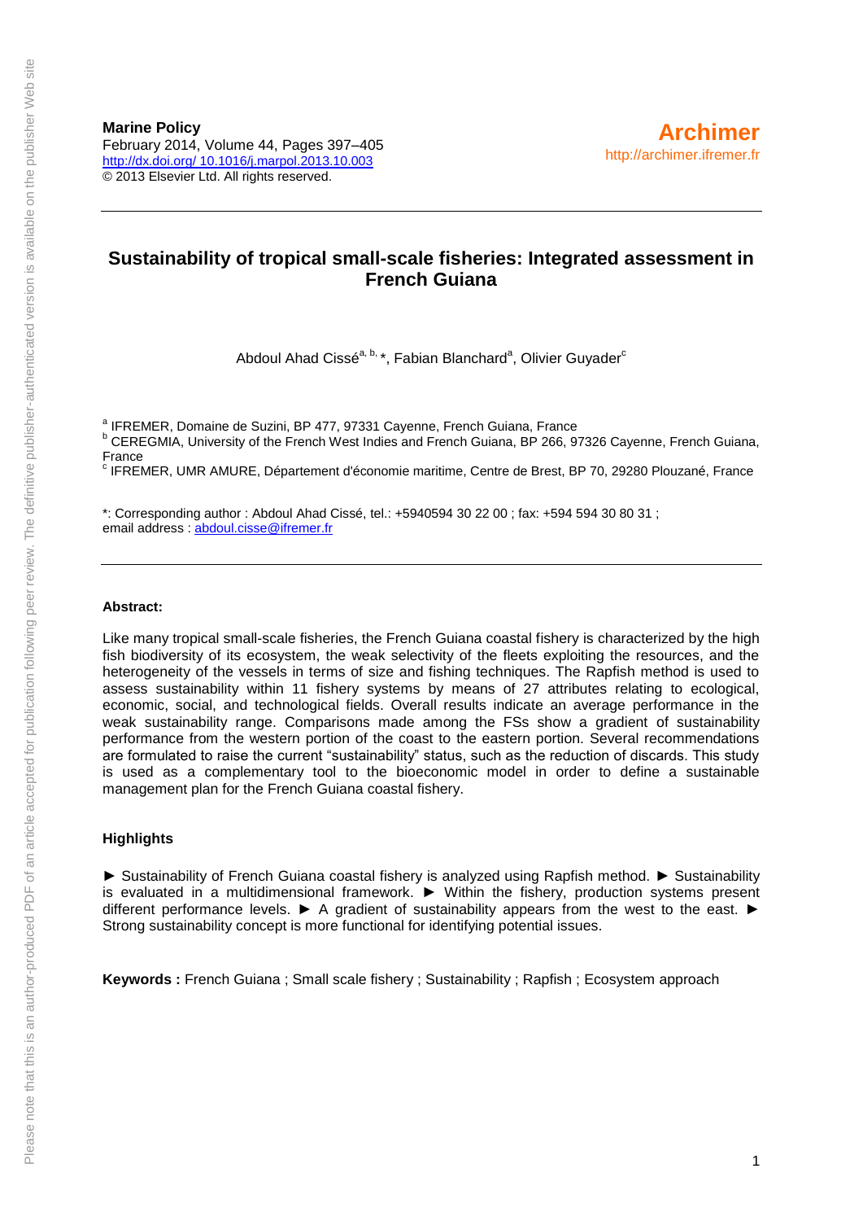**Marine Policy**
February 2014, Volume 44, Pages 397–405
http://dx.doi.org/ 10.1016/j.marpol.2013.10.003
© 2013 Elsevier Ltd. All rights reserved.

**Archimer**
http://archimer.ifremer.fr

# Sustainability of tropical small-scale fisheries: Integrated assessment in French Guiana

Abdoul Ahad Cissé[a, b,] *, Fabian Blanchard[a], Olivier Guyader[c]

[a] IFREMER, Domaine de Suzini, BP 477, 97331 Cayenne, French Guiana, France
[b] CEREGMIA, University of the French West Indies and French Guiana, BP 266, 97326 Cayenne, French Guiana, France
[c] IFREMER, UMR AMURE, Département d'économie maritime, Centre de Brest, BP 70, 29280 Plouzané, France

*: Corresponding author : Abdoul Ahad Cissé, tel.: +5940594 30 22 00 ; fax: +594 594 30 80 31 ; email address : abdoul.cisse@ifremer.fr

**Abstract:**

Like many tropical small-scale fisheries, the French Guiana coastal fishery is characterized by the high fish biodiversity of its ecosystem, the weak selectivity of the fleets exploiting the resources, and the heterogeneity of the vessels in terms of size and fishing techniques. The Rapfish method is used to assess sustainability within 11 fishery systems by means of 27 attributes relating to ecological, economic, social, and technological fields. Overall results indicate an average performance in the weak sustainability range. Comparisons made among the FSs show a gradient of sustainability performance from the western portion of the coast to the eastern portion. Several recommendations are formulated to raise the current "sustainability" status, such as the reduction of discards. This study is used as a complementary tool to the bioeconomic model in order to define a sustainable management plan for the French Guiana coastal fishery.

**Highlights**

► Sustainability of French Guiana coastal fishery is analyzed using Rapfish method. ► Sustainability is evaluated in a multidimensional framework. ► Within the fishery, production systems present different performance levels. ► A gradient of sustainability appears from the west to the east. ► Strong sustainability concept is more functional for identifying potential issues.

**Keywords :** French Guiana ; Small scale fishery ; Sustainability ; Rapfish ; Ecosystem approach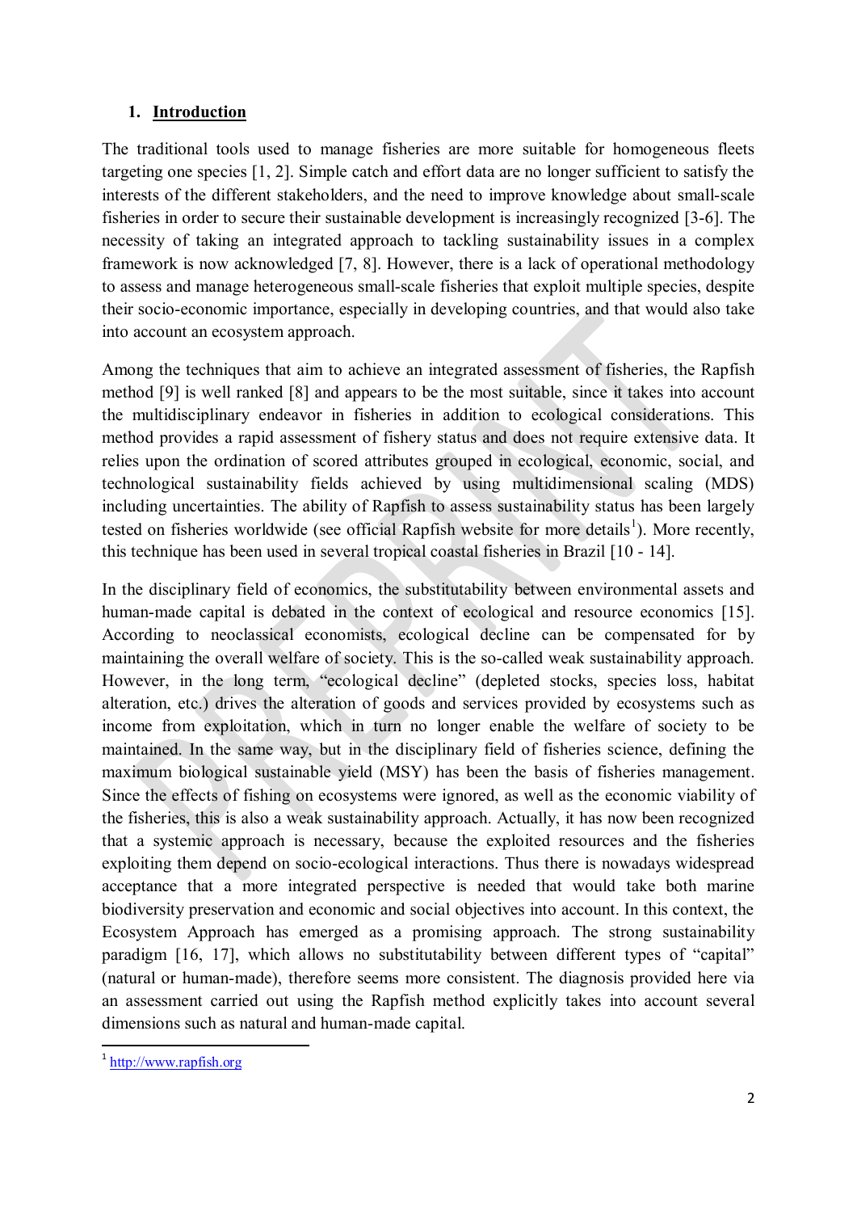## 1. Introduction

The traditional tools used to manage fisheries are more suitable for homogeneous fleets targeting one species [1, 2]. Simple catch and effort data are no longer sufficient to satisfy the interests of the different stakeholders, and the need to improve knowledge about small-scale fisheries in order to secure their sustainable development is increasingly recognized [3-6]. The necessity of taking an integrated approach to tackling sustainability issues in a complex framework is now acknowledged [7, 8]. However, there is a lack of operational methodology to assess and manage heterogeneous small-scale fisheries that exploit multiple species, despite their socio-economic importance, especially in developing countries, and that would also take into account an ecosystem approach.

Among the techniques that aim to achieve an integrated assessment of fisheries, the Rapfish method [9] is well ranked [8] and appears to be the most suitable, since it takes into account the multidisciplinary endeavor in fisheries in addition to ecological considerations. This method provides a rapid assessment of fishery status and does not require extensive data. It relies upon the ordination of scored attributes grouped in ecological, economic, social, and technological sustainability fields achieved by using multidimensional scaling (MDS) including uncertainties. The ability of Rapfish to assess sustainability status has been largely tested on fisheries worldwide (see official Rapfish website for more details[1]). More recently, this technique has been used in several tropical coastal fisheries in Brazil [10 - 14].

In the disciplinary field of economics, the substitutability between environmental assets and human-made capital is debated in the context of ecological and resource economics [15]. According to neoclassical economists, ecological decline can be compensated for by maintaining the overall welfare of society. This is the so-called weak sustainability approach. However, in the long term, "ecological decline" (depleted stocks, species loss, habitat alteration, etc.) drives the alteration of goods and services provided by ecosystems such as income from exploitation, which in turn no longer enable the welfare of society to be maintained. In the same way, but in the disciplinary field of fisheries science, defining the maximum biological sustainable yield (MSY) has been the basis of fisheries management. Since the effects of fishing on ecosystems were ignored, as well as the economic viability of the fisheries, this is also a weak sustainability approach. Actually, it has now been recognized that a systemic approach is necessary, because the exploited resources and the fisheries exploiting them depend on socio-ecological interactions. Thus there is nowadays widespread acceptance that a more integrated perspective is needed that would take both marine biodiversity preservation and economic and social objectives into account. In this context, the Ecosystem Approach has emerged as a promising approach. The strong sustainability paradigm [16, 17], which allows no substitutability between different types of "capital" (natural or human-made), therefore seems more consistent. The diagnosis provided here via an assessment carried out using the Rapfish method explicitly takes into account several dimensions such as natural and human-made capital.

[1] http://www.rapfish.org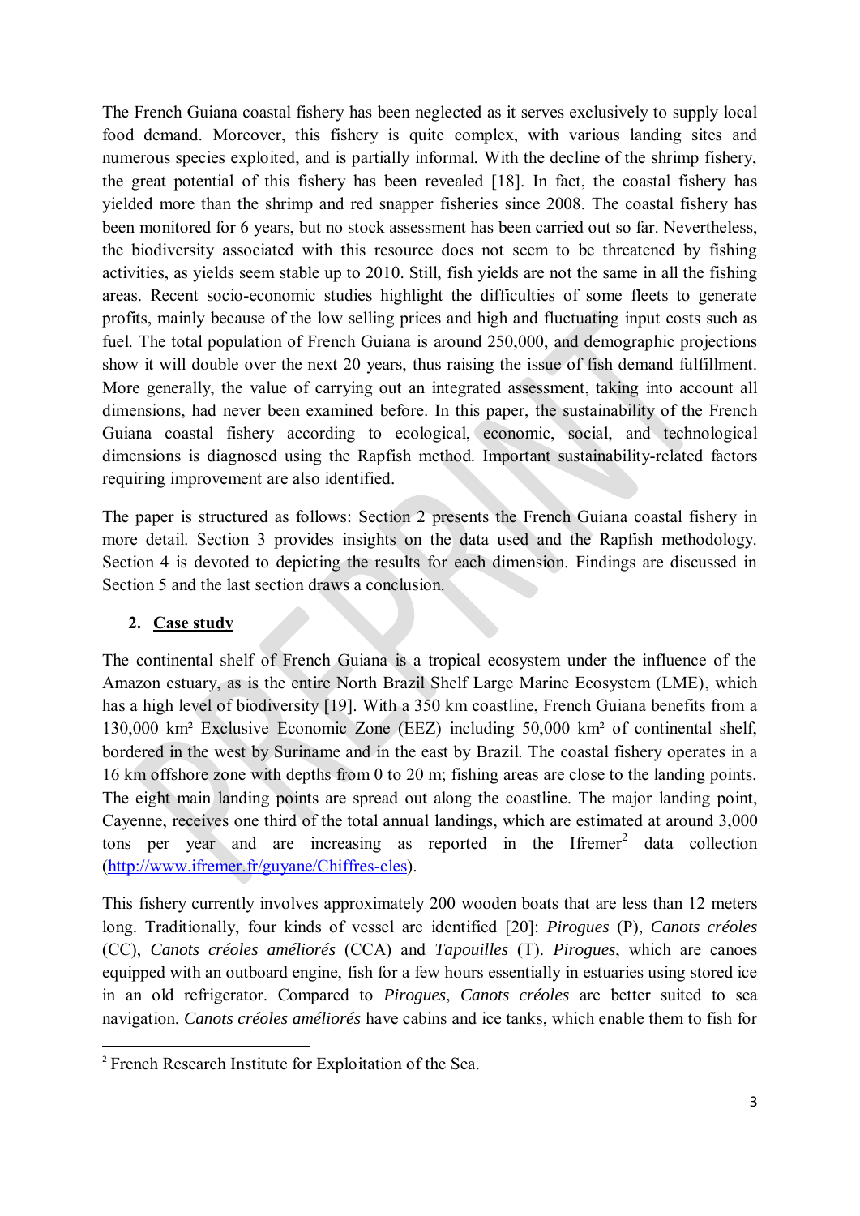The French Guiana coastal fishery has been neglected as it serves exclusively to supply local food demand. Moreover, this fishery is quite complex, with various landing sites and numerous species exploited, and is partially informal. With the decline of the shrimp fishery, the great potential of this fishery has been revealed [18]. In fact, the coastal fishery has yielded more than the shrimp and red snapper fisheries since 2008. The coastal fishery has been monitored for 6 years, but no stock assessment has been carried out so far. Nevertheless, the biodiversity associated with this resource does not seem to be threatened by fishing activities, as yields seem stable up to 2010. Still, fish yields are not the same in all the fishing areas. Recent socio-economic studies highlight the difficulties of some fleets to generate profits, mainly because of the low selling prices and high and fluctuating input costs such as fuel. The total population of French Guiana is around 250,000, and demographic projections show it will double over the next 20 years, thus raising the issue of fish demand fulfillment. More generally, the value of carrying out an integrated assessment, taking into account all dimensions, had never been examined before. In this paper, the sustainability of the French Guiana coastal fishery according to ecological, economic, social, and technological dimensions is diagnosed using the Rapfish method. Important sustainability-related factors requiring improvement are also identified.

The paper is structured as follows: Section 2 presents the French Guiana coastal fishery in more detail. Section 3 provides insights on the data used and the Rapfish methodology. Section 4 is devoted to depicting the results for each dimension. Findings are discussed in Section 5 and the last section draws a conclusion.

## 2. Case study

The continental shelf of French Guiana is a tropical ecosystem under the influence of the Amazon estuary, as is the entire North Brazil Shelf Large Marine Ecosystem (LME), which has a high level of biodiversity [19]. With a 350 km coastline, French Guiana benefits from a 130,000 km² Exclusive Economic Zone (EEZ) including 50,000 km² of continental shelf, bordered in the west by Suriname and in the east by Brazil. The coastal fishery operates in a 16 km offshore zone with depths from 0 to 20 m; fishing areas are close to the landing points. The eight main landing points are spread out along the coastline. The major landing point, Cayenne, receives one third of the total annual landings, which are estimated at around 3,000 tons per year and are increasing as reported in the Ifremer[2] data collection (http://www.ifremer.fr/guyane/Chiffres-cles).

This fishery currently involves approximately 200 wooden boats that are less than 12 meters long. Traditionally, four kinds of vessel are identified [20]: *Pirogues* (P), *Canots créoles* (CC), *Canots créoles améliorés* (CCA) and *Tapouilles* (T). *Pirogues*, which are canoes equipped with an outboard engine, fish for a few hours essentially in estuaries using stored ice in an old refrigerator. Compared to *Pirogues*, *Canots créoles* are better suited to sea navigation. *Canots créoles améliorés* have cabins and ice tanks, which enable them to fish for

[2] French Research Institute for Exploitation of the Sea.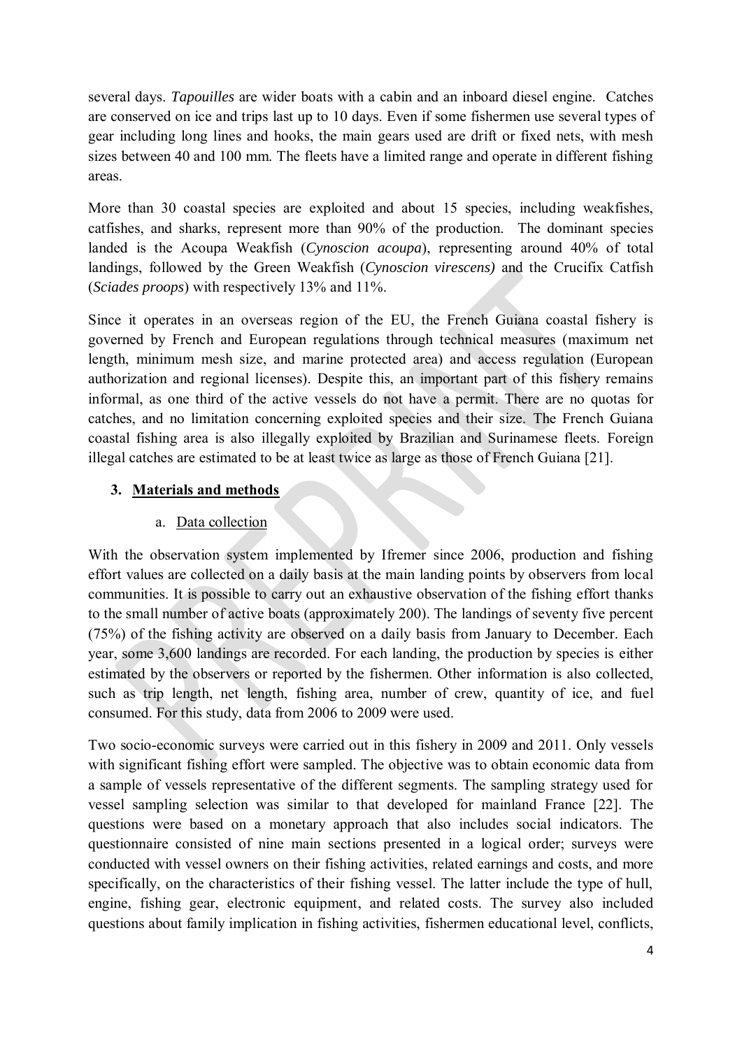several days. *Tapouilles* are wider boats with a cabin and an inboard diesel engine. Catches are conserved on ice and trips last up to 10 days. Even if some fishermen use several types of gear including long lines and hooks, the main gears used are drift or fixed nets, with mesh sizes between 40 and 100 mm. The fleets have a limited range and operate in different fishing areas.

More than 30 coastal species are exploited and about 15 species, including weakfishes, catfishes, and sharks, represent more than 90% of the production. The dominant species landed is the Acoupa Weakfish (*Cynoscion acoupa*), representing around 40% of total landings, followed by the Green Weakfish (*Cynoscion virescens)* and the Crucifix Catfish (*Sciades proops*) with respectively 13% and 11%.

Since it operates in an overseas region of the EU, the French Guiana coastal fishery is governed by French and European regulations through technical measures (maximum net length, minimum mesh size, and marine protected area) and access regulation (European authorization and regional licenses). Despite this, an important part of this fishery remains informal, as one third of the active vessels do not have a permit. There are no quotas for catches, and no limitation concerning exploited species and their size. The French Guiana coastal fishing area is also illegally exploited by Brazilian and Surinamese fleets. Foreign illegal catches are estimated to be at least twice as large as those of French Guiana [21].

## 3. Materials and methods

### a. Data collection

With the observation system implemented by Ifremer since 2006, production and fishing effort values are collected on a daily basis at the main landing points by observers from local communities. It is possible to carry out an exhaustive observation of the fishing effort thanks to the small number of active boats (approximately 200). The landings of seventy five percent (75%) of the fishing activity are observed on a daily basis from January to December. Each year, some 3,600 landings are recorded. For each landing, the production by species is either estimated by the observers or reported by the fishermen. Other information is also collected, such as trip length, net length, fishing area, number of crew, quantity of ice, and fuel consumed. For this study, data from 2006 to 2009 were used.

Two socio-economic surveys were carried out in this fishery in 2009 and 2011. Only vessels with significant fishing effort were sampled. The objective was to obtain economic data from a sample of vessels representative of the different segments. The sampling strategy used for vessel sampling selection was similar to that developed for mainland France [22]. The questions were based on a monetary approach that also includes social indicators. The questionnaire consisted of nine main sections presented in a logical order; surveys were conducted with vessel owners on their fishing activities, related earnings and costs, and more specifically, on the characteristics of their fishing vessel. The latter include the type of hull, engine, fishing gear, electronic equipment, and related costs. The survey also included questions about family implication in fishing activities, fishermen educational level, conflicts,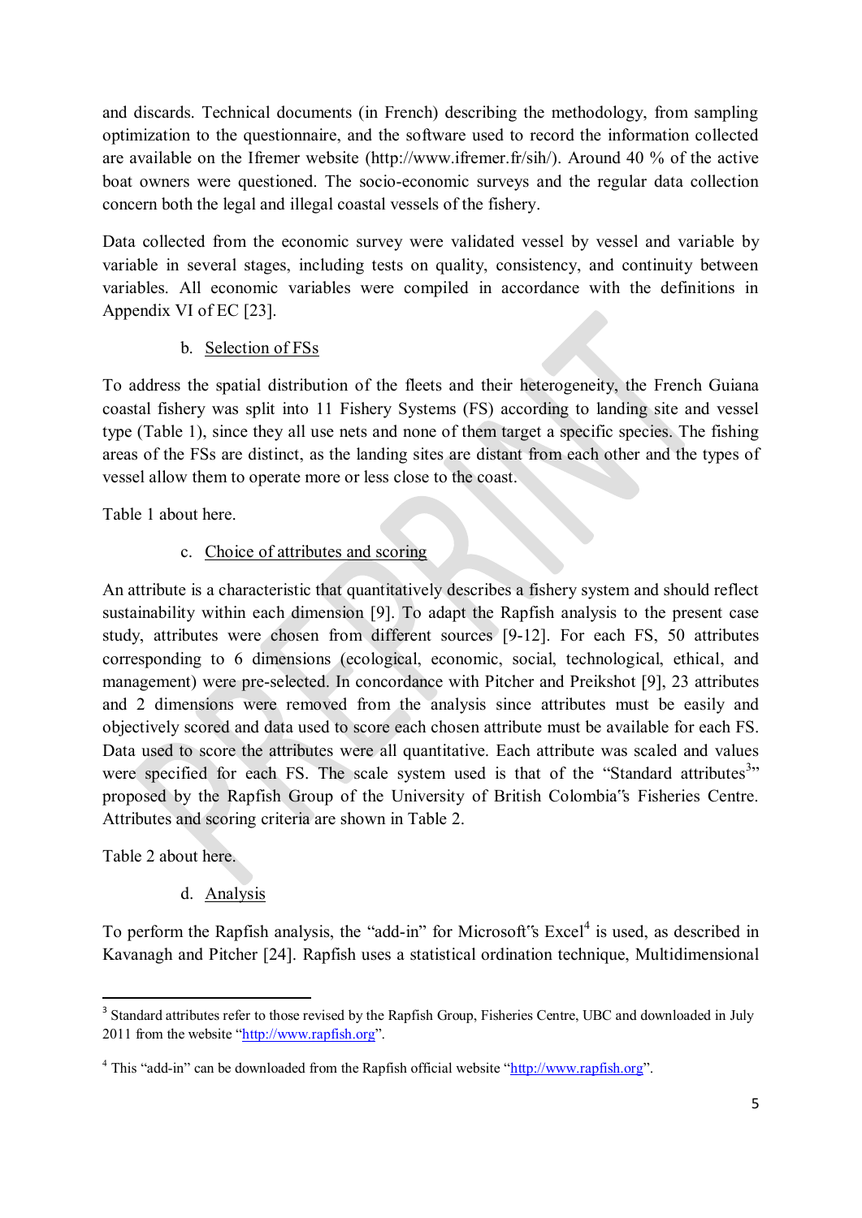and discards. Technical documents (in French) describing the methodology, from sampling optimization to the questionnaire, and the software used to record the information collected are available on the Ifremer website (http://www.ifremer.fr/sih/). Around 40 % of the active boat owners were questioned. The socio-economic surveys and the regular data collection concern both the legal and illegal coastal vessels of the fishery.

Data collected from the economic survey were validated vessel by vessel and variable by variable in several stages, including tests on quality, consistency, and continuity between variables. All economic variables were compiled in accordance with the definitions in Appendix VI of EC [23].

b. Selection of FSs

To address the spatial distribution of the fleets and their heterogeneity, the French Guiana coastal fishery was split into 11 Fishery Systems (FS) according to landing site and vessel type (Table 1), since they all use nets and none of them target a specific species. The fishing areas of the FSs are distinct, as the landing sites are distant from each other and the types of vessel allow them to operate more or less close to the coast.

Table 1 about here.

c. Choice of attributes and scoring

An attribute is a characteristic that quantitatively describes a fishery system and should reflect sustainability within each dimension [9]. To adapt the Rapfish analysis to the present case study, attributes were chosen from different sources [9-12]. For each FS, 50 attributes corresponding to 6 dimensions (ecological, economic, social, technological, ethical, and management) were pre-selected. In concordance with Pitcher and Preikshot [9], 23 attributes and 2 dimensions were removed from the analysis since attributes must be easily and objectively scored and data used to score each chosen attribute must be available for each FS. Data used to score the attributes were all quantitative. Each attribute was scaled and values were specified for each FS. The scale system used is that of the "Standard attributes[3]" proposed by the Rapfish Group of the University of British Colombia"s Fisheries Centre. Attributes and scoring criteria are shown in Table 2.

Table 2 about here.

d. Analysis

To perform the Rapfish analysis, the "add-in" for Microsoft"s Excel[4] is used, as described in Kavanagh and Pitcher [24]. Rapfish uses a statistical ordination technique, Multidimensional

---

[3] Standard attributes refer to those revised by the Rapfish Group, Fisheries Centre, UBC and downloaded in July 2011 from the website "http://www.rapfish.org".

[4] This "add-in" can be downloaded from the Rapfish official website "http://www.rapfish.org".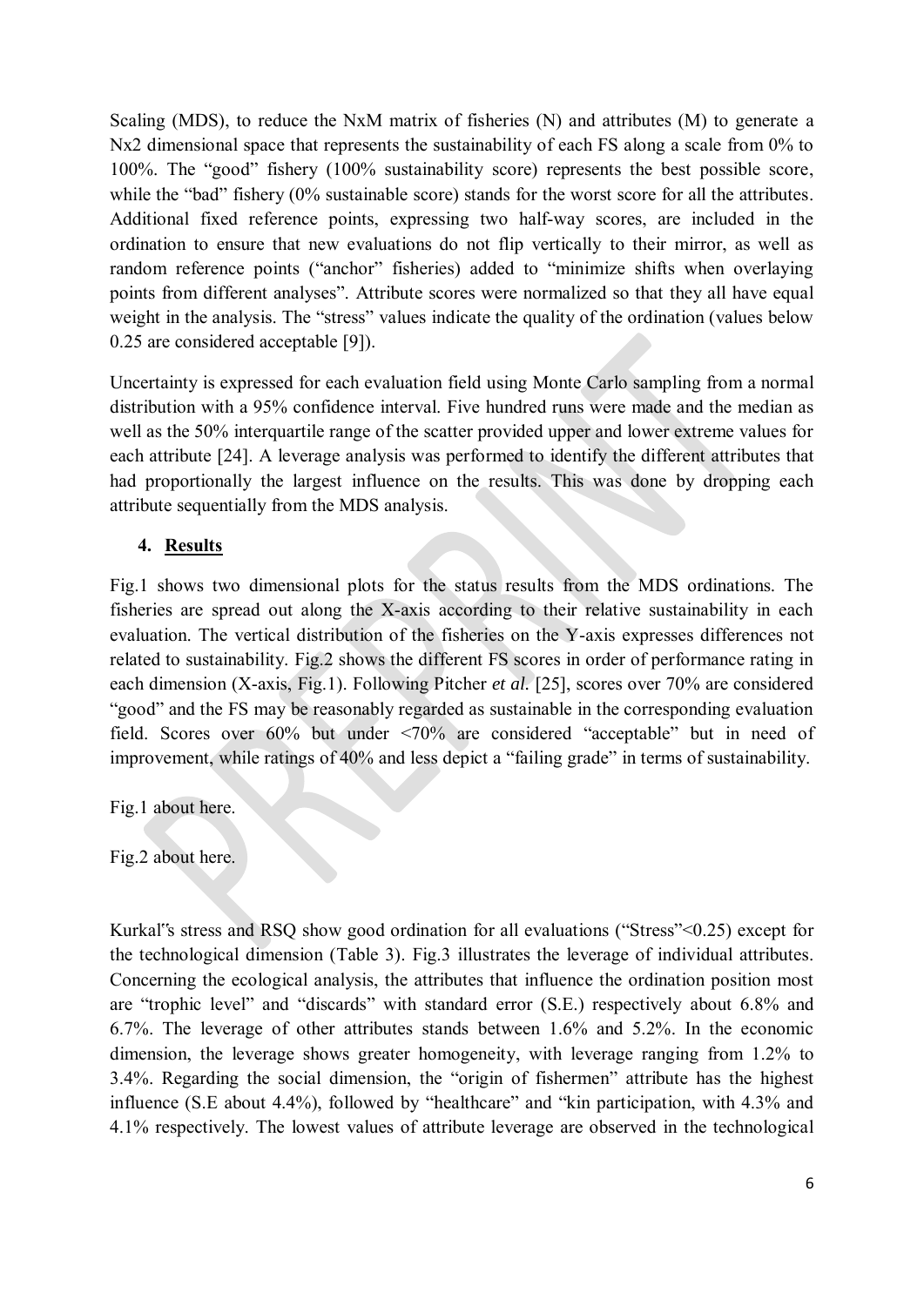Scaling (MDS), to reduce the NxM matrix of fisheries (N) and attributes (M) to generate a Nx2 dimensional space that represents the sustainability of each FS along a scale from 0% to 100%. The "good" fishery (100% sustainability score) represents the best possible score, while the "bad" fishery (0% sustainable score) stands for the worst score for all the attributes. Additional fixed reference points, expressing two half-way scores, are included in the ordination to ensure that new evaluations do not flip vertically to their mirror, as well as random reference points ("anchor" fisheries) added to "minimize shifts when overlaying points from different analyses". Attribute scores were normalized so that they all have equal weight in the analysis. The "stress" values indicate the quality of the ordination (values below 0.25 are considered acceptable [9]).

Uncertainty is expressed for each evaluation field using Monte Carlo sampling from a normal distribution with a 95% confidence interval. Five hundred runs were made and the median as well as the 50% interquartile range of the scatter provided upper and lower extreme values for each attribute [24]. A leverage analysis was performed to identify the different attributes that had proportionally the largest influence on the results. This was done by dropping each attribute sequentially from the MDS analysis.

## 4. Results

Fig.1 shows two dimensional plots for the status results from the MDS ordinations. The fisheries are spread out along the X-axis according to their relative sustainability in each evaluation. The vertical distribution of the fisheries on the Y-axis expresses differences not related to sustainability. Fig.2 shows the different FS scores in order of performance rating in each dimension (X-axis, Fig.1). Following Pitcher *et al.* [25], scores over 70% are considered "good" and the FS may be reasonably regarded as sustainable in the corresponding evaluation field. Scores over 60% but under <70% are considered "acceptable" but in need of improvement, while ratings of 40% and less depict a "failing grade" in terms of sustainability.

Fig.1 about here.

Fig.2 about here.

Kurkal‟s stress and RSQ show good ordination for all evaluations ("Stress"<0.25) except for the technological dimension (Table 3). Fig.3 illustrates the leverage of individual attributes. Concerning the ecological analysis, the attributes that influence the ordination position most are "trophic level" and "discards" with standard error (S.E.) respectively about 6.8% and 6.7%. The leverage of other attributes stands between 1.6% and 5.2%. In the economic dimension, the leverage shows greater homogeneity, with leverage ranging from 1.2% to 3.4%. Regarding the social dimension, the "origin of fishermen" attribute has the highest influence (S.E about 4.4%), followed by "healthcare" and "kin participation, with 4.3% and 4.1% respectively. The lowest values of attribute leverage are observed in the technological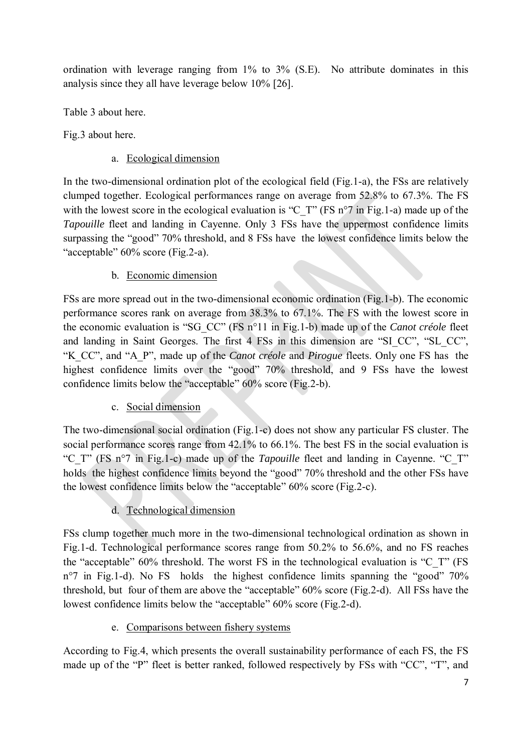ordination with leverage ranging from 1% to 3% (S.E). No attribute dominates in this analysis since they all have leverage below 10% [26].

Table 3 about here.

Fig.3 about here.

### a. Ecological dimension

In the two-dimensional ordination plot of the ecological field (Fig.1-a), the FSs are relatively clumped together. Ecological performances range on average from 52.8% to 67.3%. The FS with the lowest score in the ecological evaluation is "C_T" (FS n°7 in Fig.1-a) made up of the *Tapouille* fleet and landing in Cayenne. Only 3 FSs have the uppermost confidence limits surpassing the "good" 70% threshold, and 8 FSs have the lowest confidence limits below the "acceptable" 60% score (Fig.2-a).

### b. Economic dimension

FSs are more spread out in the two-dimensional economic ordination (Fig.1-b). The economic performance scores rank on average from 38.3% to 67.1%. The FS with the lowest score in the economic evaluation is "SG_CC" (FS n°11 in Fig.1-b) made up of the *Canot créole* fleet and landing in Saint Georges. The first 4 FSs in this dimension are "SI_CC", "SL_CC", "K_CC", and "A_P", made up of the *Canot créole* and *Pirogue* fleets. Only one FS has the highest confidence limits over the "good" 70% threshold, and 9 FSs have the lowest confidence limits below the "acceptable" 60% score (Fig.2-b).

### c. Social dimension

The two-dimensional social ordination (Fig.1-c) does not show any particular FS cluster. The social performance scores range from 42.1% to 66.1%. The best FS in the social evaluation is "C_T" (FS n°7 in Fig.1-c) made up of the *Tapouille* fleet and landing in Cayenne. "C_T" holds the highest confidence limits beyond the "good" 70% threshold and the other FSs have the lowest confidence limits below the "acceptable" 60% score (Fig.2-c).

### d. Technological dimension

FSs clump together much more in the two-dimensional technological ordination as shown in Fig.1-d. Technological performance scores range from 50.2% to 56.6%, and no FS reaches the "acceptable" 60% threshold. The worst FS in the technological evaluation is "C_T" (FS n°7 in Fig.1-d). No FS holds the highest confidence limits spanning the "good" 70% threshold, but four of them are above the "acceptable" 60% score (Fig.2-d). All FSs have the lowest confidence limits below the "acceptable" 60% score (Fig.2-d).

### e. Comparisons between fishery systems

According to Fig.4, which presents the overall sustainability performance of each FS, the FS made up of the "P" fleet is better ranked, followed respectively by FSs with "CC", "T", and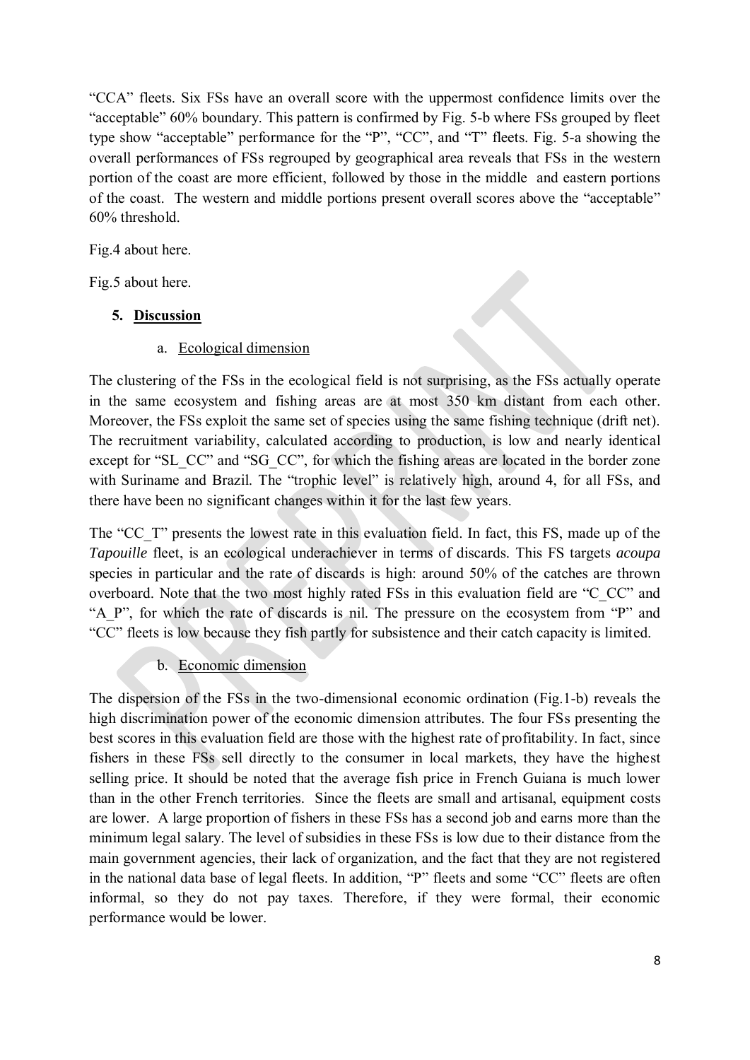"CCA" fleets. Six FSs have an overall score with the uppermost confidence limits over the "acceptable" 60% boundary. This pattern is confirmed by Fig. 5-b where FSs grouped by fleet type show "acceptable" performance for the "P", "CC", and "T" fleets. Fig. 5-a showing the overall performances of FSs regrouped by geographical area reveals that FSs in the western portion of the coast are more efficient, followed by those in the middle and eastern portions of the coast. The western and middle portions present overall scores above the "acceptable" 60% threshold.

Fig.4 about here.

Fig.5 about here.

## 5. Discussion

### a. Ecological dimension

The clustering of the FSs in the ecological field is not surprising, as the FSs actually operate in the same ecosystem and fishing areas are at most 350 km distant from each other. Moreover, the FSs exploit the same set of species using the same fishing technique (drift net). The recruitment variability, calculated according to production, is low and nearly identical except for "SL_CC" and "SG_CC", for which the fishing areas are located in the border zone with Suriname and Brazil. The "trophic level" is relatively high, around 4, for all FSs, and there have been no significant changes within it for the last few years.

The "CC_T" presents the lowest rate in this evaluation field. In fact, this FS, made up of the *Tapouille* fleet, is an ecological underachiever in terms of discards. This FS targets *acoupa* species in particular and the rate of discards is high: around 50% of the catches are thrown overboard. Note that the two most highly rated FSs in this evaluation field are "C_CC" and "A_P", for which the rate of discards is nil. The pressure on the ecosystem from "P" and "CC" fleets is low because they fish partly for subsistence and their catch capacity is limited.

### b. Economic dimension

The dispersion of the FSs in the two-dimensional economic ordination (Fig.1-b) reveals the high discrimination power of the economic dimension attributes. The four FSs presenting the best scores in this evaluation field are those with the highest rate of profitability. In fact, since fishers in these FSs sell directly to the consumer in local markets, they have the highest selling price. It should be noted that the average fish price in French Guiana is much lower than in the other French territories. Since the fleets are small and artisanal, equipment costs are lower. A large proportion of fishers in these FSs has a second job and earns more than the minimum legal salary. The level of subsidies in these FSs is low due to their distance from the main government agencies, their lack of organization, and the fact that they are not registered in the national data base of legal fleets. In addition, "P" fleets and some "CC" fleets are often informal, so they do not pay taxes. Therefore, if they were formal, their economic performance would be lower.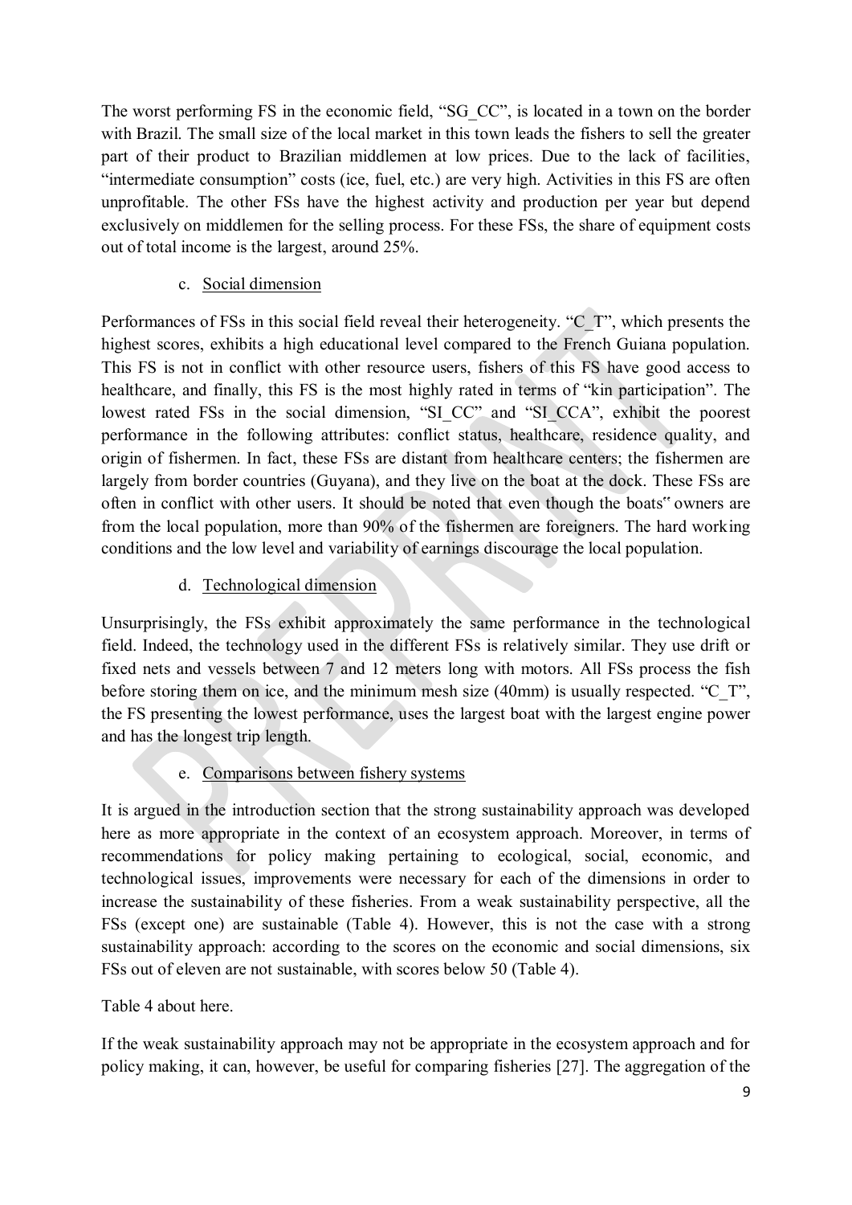The worst performing FS in the economic field, "SG_CC", is located in a town on the border with Brazil. The small size of the local market in this town leads the fishers to sell the greater part of their product to Brazilian middlemen at low prices. Due to the lack of facilities, "intermediate consumption" costs (ice, fuel, etc.) are very high. Activities in this FS are often unprofitable. The other FSs have the highest activity and production per year but depend exclusively on middlemen for the selling process. For these FSs, the share of equipment costs out of total income is the largest, around 25%.

c. Social dimension

Performances of FSs in this social field reveal their heterogeneity. "C_T", which presents the highest scores, exhibits a high educational level compared to the French Guiana population. This FS is not in conflict with other resource users, fishers of this FS have good access to healthcare, and finally, this FS is the most highly rated in terms of "kin participation". The lowest rated FSs in the social dimension, "SI_CC" and "SI_CCA", exhibit the poorest performance in the following attributes: conflict status, healthcare, residence quality, and origin of fishermen. In fact, these FSs are distant from healthcare centers; the fishermen are largely from border countries (Guyana), and they live on the boat at the dock. These FSs are often in conflict with other users. It should be noted that even though the boats" owners are from the local population, more than 90% of the fishermen are foreigners. The hard working conditions and the low level and variability of earnings discourage the local population.

d. Technological dimension

Unsurprisingly, the FSs exhibit approximately the same performance in the technological field. Indeed, the technology used in the different FSs is relatively similar. They use drift or fixed nets and vessels between 7 and 12 meters long with motors. All FSs process the fish before storing them on ice, and the minimum mesh size (40mm) is usually respected. "C_T", the FS presenting the lowest performance, uses the largest boat with the largest engine power and has the longest trip length.

e. Comparisons between fishery systems

It is argued in the introduction section that the strong sustainability approach was developed here as more appropriate in the context of an ecosystem approach. Moreover, in terms of recommendations for policy making pertaining to ecological, social, economic, and technological issues, improvements were necessary for each of the dimensions in order to increase the sustainability of these fisheries. From a weak sustainability perspective, all the FSs (except one) are sustainable (Table 4). However, this is not the case with a strong sustainability approach: according to the scores on the economic and social dimensions, six FSs out of eleven are not sustainable, with scores below 50 (Table 4).

Table 4 about here.

If the weak sustainability approach may not be appropriate in the ecosystem approach and for policy making, it can, however, be useful for comparing fisheries [27]. The aggregation of the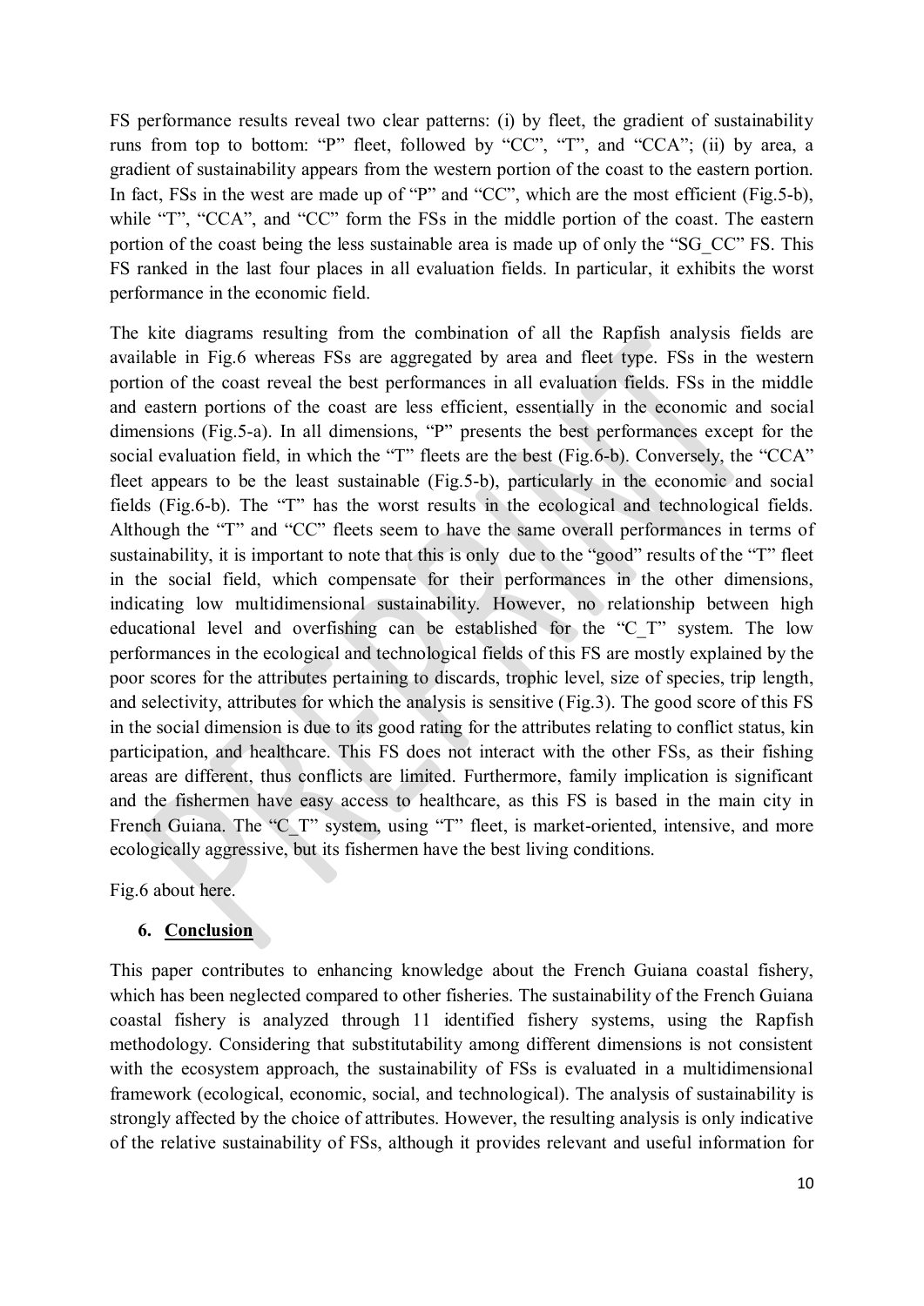FS performance results reveal two clear patterns: (i) by fleet, the gradient of sustainability runs from top to bottom: "P" fleet, followed by "CC", "T", and "CCA"; (ii) by area, a gradient of sustainability appears from the western portion of the coast to the eastern portion. In fact, FSs in the west are made up of "P" and "CC", which are the most efficient (Fig.5-b), while "T", "CCA", and "CC" form the FSs in the middle portion of the coast. The eastern portion of the coast being the less sustainable area is made up of only the "SG_CC" FS. This FS ranked in the last four places in all evaluation fields. In particular, it exhibits the worst performance in the economic field.

The kite diagrams resulting from the combination of all the Rapfish analysis fields are available in Fig.6 whereas FSs are aggregated by area and fleet type. FSs in the western portion of the coast reveal the best performances in all evaluation fields. FSs in the middle and eastern portions of the coast are less efficient, essentially in the economic and social dimensions (Fig.5-a). In all dimensions, "P" presents the best performances except for the social evaluation field, in which the "T" fleets are the best (Fig.6-b). Conversely, the "CCA" fleet appears to be the least sustainable (Fig.5-b), particularly in the economic and social fields (Fig.6-b). The "T" has the worst results in the ecological and technological fields. Although the "T" and "CC" fleets seem to have the same overall performances in terms of sustainability, it is important to note that this is only due to the "good" results of the "T" fleet in the social field, which compensate for their performances in the other dimensions, indicating low multidimensional sustainability. However, no relationship between high educational level and overfishing can be established for the "C_T" system. The low performances in the ecological and technological fields of this FS are mostly explained by the poor scores for the attributes pertaining to discards, trophic level, size of species, trip length, and selectivity, attributes for which the analysis is sensitive (Fig.3). The good score of this FS in the social dimension is due to its good rating for the attributes relating to conflict status, kin participation, and healthcare. This FS does not interact with the other FSs, as their fishing areas are different, thus conflicts are limited. Furthermore, family implication is significant and the fishermen have easy access to healthcare, as this FS is based in the main city in French Guiana. The "C_T" system, using "T" fleet, is market-oriented, intensive, and more ecologically aggressive, but its fishermen have the best living conditions.

Fig.6 about here.

## 6. Conclusion

This paper contributes to enhancing knowledge about the French Guiana coastal fishery, which has been neglected compared to other fisheries. The sustainability of the French Guiana coastal fishery is analyzed through 11 identified fishery systems, using the Rapfish methodology. Considering that substitutability among different dimensions is not consistent with the ecosystem approach, the sustainability of FSs is evaluated in a multidimensional framework (ecological, economic, social, and technological). The analysis of sustainability is strongly affected by the choice of attributes. However, the resulting analysis is only indicative of the relative sustainability of FSs, although it provides relevant and useful information for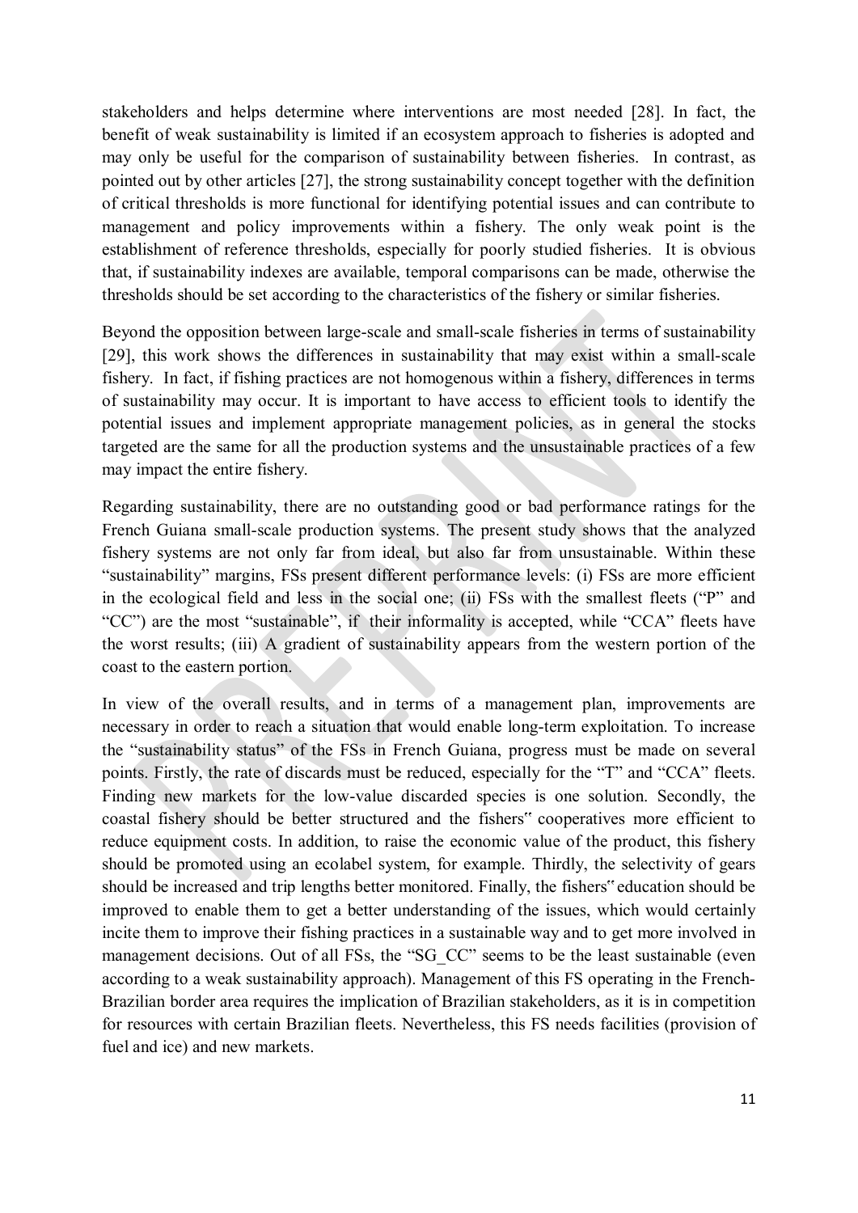stakeholders and helps determine where interventions are most needed [28]. In fact, the benefit of weak sustainability is limited if an ecosystem approach to fisheries is adopted and may only be useful for the comparison of sustainability between fisheries. In contrast, as pointed out by other articles [27], the strong sustainability concept together with the definition of critical thresholds is more functional for identifying potential issues and can contribute to management and policy improvements within a fishery. The only weak point is the establishment of reference thresholds, especially for poorly studied fisheries. It is obvious that, if sustainability indexes are available, temporal comparisons can be made, otherwise the thresholds should be set according to the characteristics of the fishery or similar fisheries.

Beyond the opposition between large-scale and small-scale fisheries in terms of sustainability [29], this work shows the differences in sustainability that may exist within a small-scale fishery. In fact, if fishing practices are not homogenous within a fishery, differences in terms of sustainability may occur. It is important to have access to efficient tools to identify the potential issues and implement appropriate management policies, as in general the stocks targeted are the same for all the production systems and the unsustainable practices of a few may impact the entire fishery.

Regarding sustainability, there are no outstanding good or bad performance ratings for the French Guiana small-scale production systems. The present study shows that the analyzed fishery systems are not only far from ideal, but also far from unsustainable. Within these "sustainability" margins, FSs present different performance levels: (i) FSs are more efficient in the ecological field and less in the social one; (ii) FSs with the smallest fleets ("P" and "CC") are the most "sustainable", if their informality is accepted, while "CCA" fleets have the worst results; (iii) A gradient of sustainability appears from the western portion of the coast to the eastern portion.

In view of the overall results, and in terms of a management plan, improvements are necessary in order to reach a situation that would enable long-term exploitation. To increase the "sustainability status" of the FSs in French Guiana, progress must be made on several points. Firstly, the rate of discards must be reduced, especially for the "T" and "CCA" fleets. Finding new markets for the low-value discarded species is one solution. Secondly, the coastal fishery should be better structured and the fishers‟ cooperatives more efficient to reduce equipment costs. In addition, to raise the economic value of the product, this fishery should be promoted using an ecolabel system, for example. Thirdly, the selectivity of gears should be increased and trip lengths better monitored. Finally, the fishers‟ education should be improved to enable them to get a better understanding of the issues, which would certainly incite them to improve their fishing practices in a sustainable way and to get more involved in management decisions. Out of all FSs, the "SG_CC" seems to be the least sustainable (even according to a weak sustainability approach). Management of this FS operating in the French-Brazilian border area requires the implication of Brazilian stakeholders, as it is in competition for resources with certain Brazilian fleets. Nevertheless, this FS needs facilities (provision of fuel and ice) and new markets.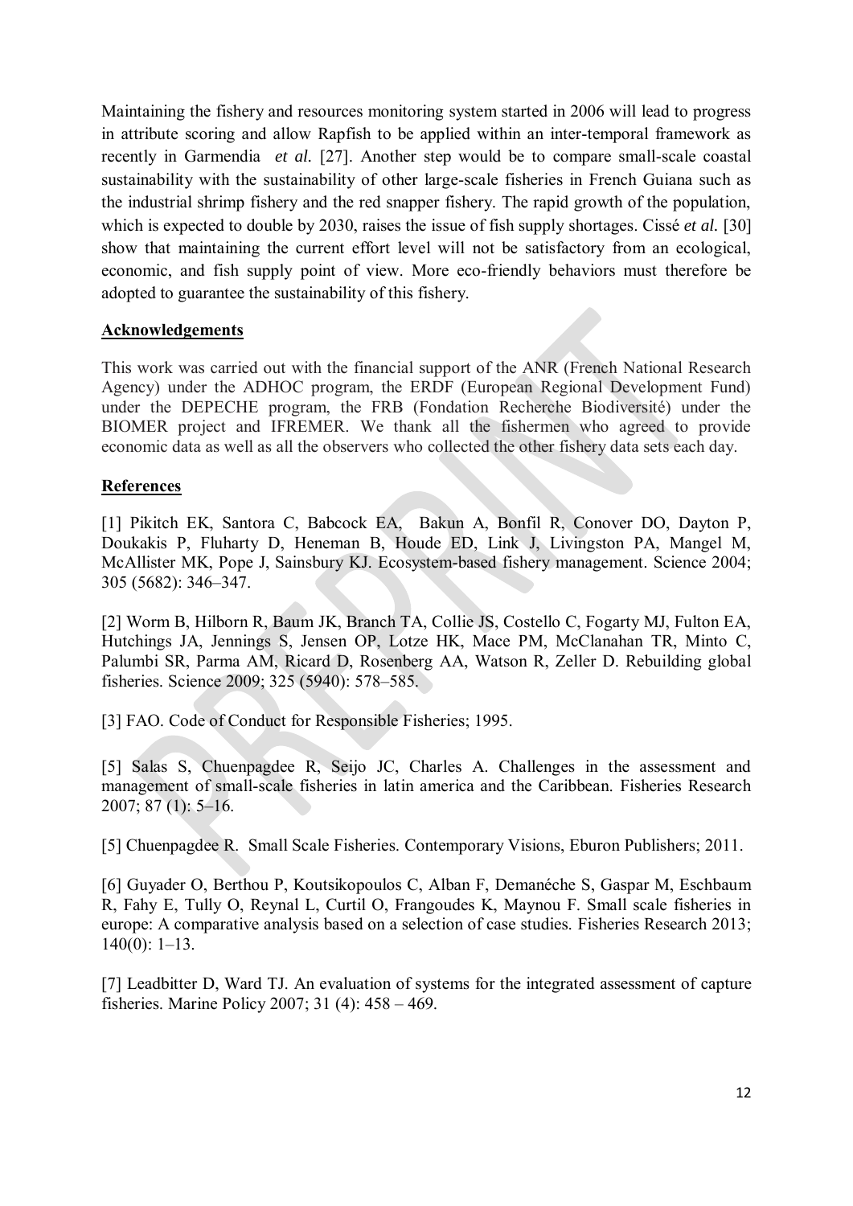Maintaining the fishery and resources monitoring system started in 2006 will lead to progress in attribute scoring and allow Rapfish to be applied within an inter-temporal framework as recently in Garmendia *et al.* [27]. Another step would be to compare small-scale coastal sustainability with the sustainability of other large-scale fisheries in French Guiana such as the industrial shrimp fishery and the red snapper fishery. The rapid growth of the population, which is expected to double by 2030, raises the issue of fish supply shortages. Cissé *et al.* [30] show that maintaining the current effort level will not be satisfactory from an ecological, economic, and fish supply point of view. More eco-friendly behaviors must therefore be adopted to guarantee the sustainability of this fishery.

## Acknowledgements

This work was carried out with the financial support of the ANR (French National Research Agency) under the ADHOC program, the ERDF (European Regional Development Fund) under the DEPECHE program, the FRB (Fondation Recherche Biodiversité) under the BIOMER project and IFREMER. We thank all the fishermen who agreed to provide economic data as well as all the observers who collected the other fishery data sets each day.

## References

[1] Pikitch EK, Santora C, Babcock EA, Bakun A, Bonfil R, Conover DO, Dayton P, Doukakis P, Fluharty D, Heneman B, Houde ED, Link J, Livingston PA, Mangel M, McAllister MK, Pope J, Sainsbury KJ. Ecosystem-based fishery management. Science 2004; 305 (5682): 346–347.

[2] Worm B, Hilborn R, Baum JK, Branch TA, Collie JS, Costello C, Fogarty MJ, Fulton EA, Hutchings JA, Jennings S, Jensen OP, Lotze HK, Mace PM, McClanahan TR, Minto C, Palumbi SR, Parma AM, Ricard D, Rosenberg AA, Watson R, Zeller D. Rebuilding global fisheries. Science 2009; 325 (5940): 578–585.

[3] FAO. Code of Conduct for Responsible Fisheries; 1995.

[5] Salas S, Chuenpagdee R, Seijo JC, Charles A. Challenges in the assessment and management of small-scale fisheries in latin america and the Caribbean. Fisheries Research 2007; 87 (1): 5–16.

[5] Chuenpagdee R. Small Scale Fisheries. Contemporary Visions, Eburon Publishers; 2011.

[6] Guyader O, Berthou P, Koutsikopoulos C, Alban F, Demanéche S, Gaspar M, Eschbaum R, Fahy E, Tully O, Reynal L, Curtil O, Frangoudes K, Maynou F. Small scale fisheries in europe: A comparative analysis based on a selection of case studies. Fisheries Research 2013; 140(0): 1–13.

[7] Leadbitter D, Ward TJ. An evaluation of systems for the integrated assessment of capture fisheries. Marine Policy 2007; 31 (4): 458 – 469.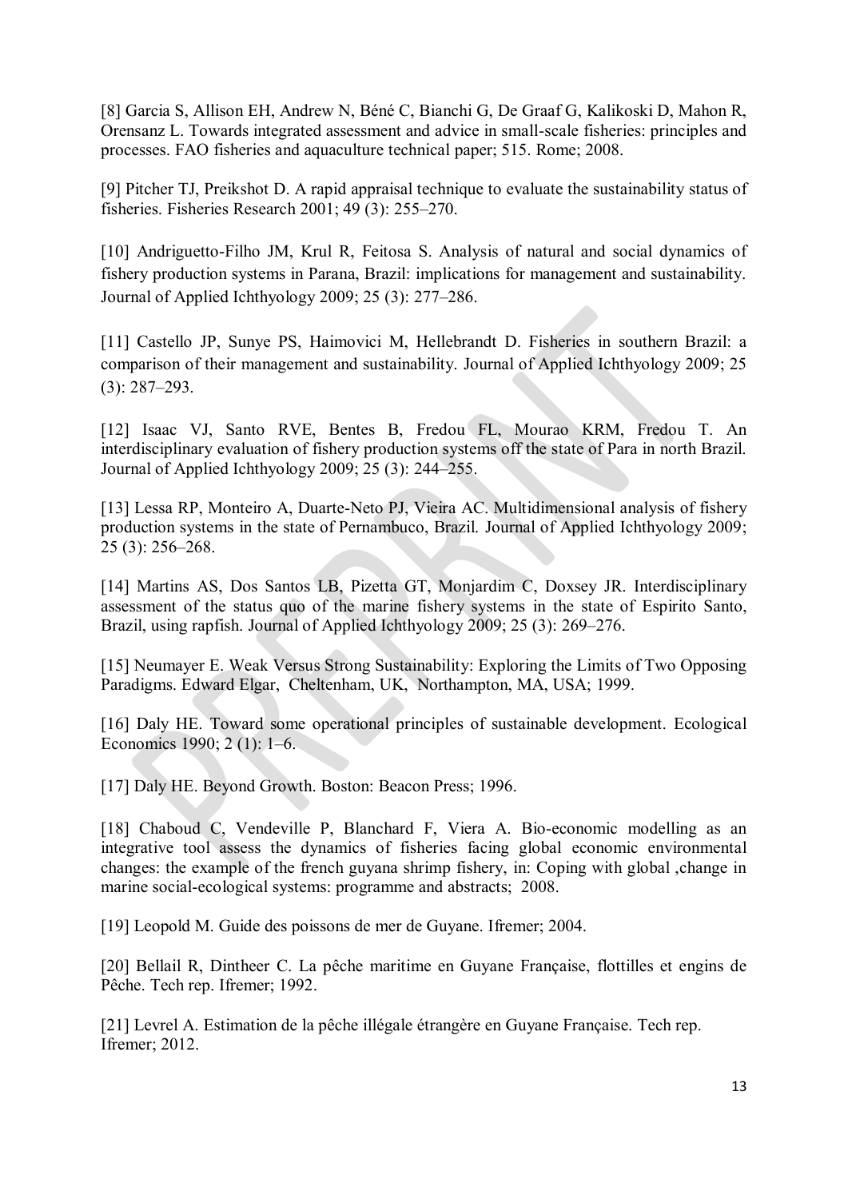[8] Garcia S, Allison EH, Andrew N, Béné C, Bianchi G, De Graaf G, Kalikoski D, Mahon R, Orensanz L. Towards integrated assessment and advice in small-scale fisheries: principles and processes. FAO fisheries and aquaculture technical paper; 515. Rome; 2008.

[9] Pitcher TJ, Preikshot D. A rapid appraisal technique to evaluate the sustainability status of fisheries. Fisheries Research 2001; 49 (3): 255–270.

[10] Andriguetto-Filho JM, Krul R, Feitosa S. Analysis of natural and social dynamics of fishery production systems in Parana, Brazil: implications for management and sustainability. Journal of Applied Ichthyology 2009; 25 (3): 277–286.

[11] Castello JP, Sunye PS, Haimovici M, Hellebrandt D. Fisheries in southern Brazil: a comparison of their management and sustainability. Journal of Applied Ichthyology 2009; 25 (3): 287–293.

[12] Isaac VJ, Santo RVE, Bentes B, Fredou FL, Mourao KRM, Fredou T. An interdisciplinary evaluation of fishery production systems off the state of Para in north Brazil. Journal of Applied Ichthyology 2009; 25 (3): 244–255.

[13] Lessa RP, Monteiro A, Duarte-Neto PJ, Vieira AC. Multidimensional analysis of fishery production systems in the state of Pernambuco, Brazil. Journal of Applied Ichthyology 2009; 25 (3): 256–268.

[14] Martins AS, Dos Santos LB, Pizetta GT, Monjardim C, Doxsey JR. Interdisciplinary assessment of the status quo of the marine fishery systems in the state of Espirito Santo, Brazil, using rapfish. Journal of Applied Ichthyology 2009; 25 (3): 269–276.

[15] Neumayer E. Weak Versus Strong Sustainability: Exploring the Limits of Two Opposing Paradigms. Edward Elgar, Cheltenham, UK, Northampton, MA, USA; 1999.

[16] Daly HE. Toward some operational principles of sustainable development. Ecological Economics 1990; 2 (1): 1–6.

[17] Daly HE. Beyond Growth. Boston: Beacon Press; 1996.

[18] Chaboud C, Vendeville P, Blanchard F, Viera A. Bio-economic modelling as an integrative tool assess the dynamics of fisheries facing global economic environmental changes: the example of the french guyana shrimp fishery, in: Coping with global ,change in marine social-ecological systems: programme and abstracts; 2008.

[19] Leopold M. Guide des poissons de mer de Guyane. Ifremer; 2004.

[20] Bellail R, Dintheer C. La pêche maritime en Guyane Française, flottilles et engins de Pêche. Tech rep. Ifremer; 1992.

[21] Levrel A. Estimation de la pêche illégale étrangère en Guyane Française. Tech rep. Ifremer; 2012.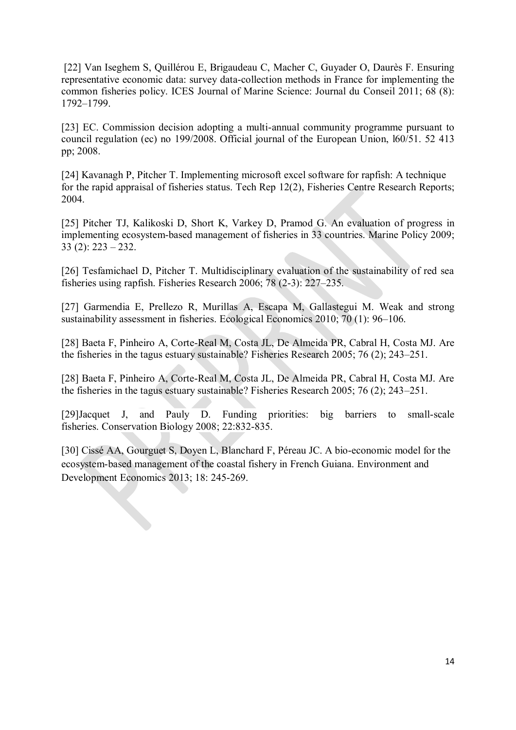[22] Van Iseghem S, Quillérou E, Brigaudeau C, Macher C, Guyader O, Daurès F. Ensuring representative economic data: survey data-collection methods in France for implementing the common fisheries policy. ICES Journal of Marine Science: Journal du Conseil 2011; 68 (8): 1792–1799.

[23] EC. Commission decision adopting a multi-annual community programme pursuant to council regulation (ec) no 199/2008. Official journal of the European Union, l60/51. 52 413 pp; 2008.

[24] Kavanagh P, Pitcher T. Implementing microsoft excel software for rapfish: A technique for the rapid appraisal of fisheries status. Tech Rep 12(2), Fisheries Centre Research Reports; 2004.

[25] Pitcher TJ, Kalikoski D, Short K, Varkey D, Pramod G. An evaluation of progress in implementing ecosystem-based management of fisheries in 33 countries. Marine Policy 2009; 33 (2): 223 – 232.

[26] Tesfamichael D, Pitcher T. Multidisciplinary evaluation of the sustainability of red sea fisheries using rapfish. Fisheries Research 2006; 78 (2-3): 227–235.

[27] Garmendia E, Prellezo R, Murillas A, Escapa M, Gallastegui M. Weak and strong sustainability assessment in fisheries. Ecological Economics 2010; 70 (1): 96–106.

[28] Baeta F, Pinheiro A, Corte-Real M, Costa JL, De Almeida PR, Cabral H, Costa MJ. Are the fisheries in the tagus estuary sustainable? Fisheries Research 2005; 76 (2); 243–251.

[28] Baeta F, Pinheiro A, Corte-Real M, Costa JL, De Almeida PR, Cabral H, Costa MJ. Are the fisheries in the tagus estuary sustainable? Fisheries Research 2005; 76 (2); 243–251.

[29]Jacquet J, and Pauly D. Funding priorities: big barriers to small-scale fisheries. Conservation Biology 2008; 22:832-835.

[30] Cissé AA, Gourguet S, Doyen L, Blanchard F, Péreau JC. A bio-economic model for the ecosystem-based management of the coastal fishery in French Guiana. Environment and Development Economics 2013; 18: 245-269.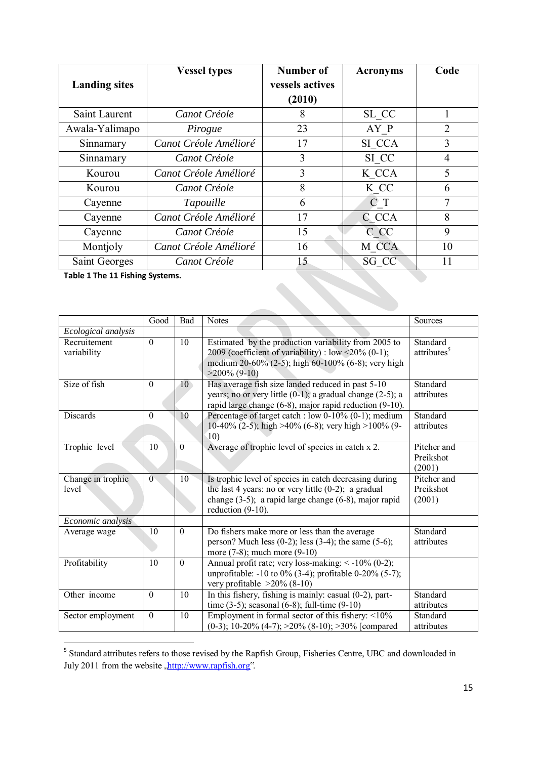| Landing sites | Vessel types | Number of vessels actives (2010) | Acronyms | Code |
|---|---|---|---|---|
| Saint Laurent | *Canot Créole* | 8 | SL_CC | 1 |
| Awala-Yalimapo | *Pirogue* | 23 | AY_P | 2 |
| Sinnamary | *Canot Créole Amélioré* | 17 | SI_CCA | 3 |
| Sinnamary | *Canot Créole* | 3 | SI_CC | 4 |
| Kourou | *Canot Créole Amélioré* | 3 | K_CCA | 5 |
| Kourou | *Canot Créole* | 8 | K_CC | 6 |
| Cayenne | *Tapouille* | 6 | C_T | 7 |
| Cayenne | *Canot Créole Amélioré* | 17 | C_CCA | 8 |
| Cayenne | *Canot Créole* | 15 | C_CC | 9 |
| Montjoly | *Canot Créole Amélioré* | 16 | M_CCA | 10 |
| Saint Georges | *Canot Créole* | 15 | SG_CC | 11 |

**Table 1 The 11 Fishing Systems.**

| | Good | Bad | Notes | Sources |
|---|---|---|---|---|
| *Ecological analysis* | | | | |
| Recruitement variability | 0 | 10 | Estimated by the production variability from 2005 to 2009 (coefficient of variability) : low <20% (0-1); medium 20-60% (2-5); high 60-100% (6-8); very high >200% (9-10) | Standard attributes[5] |
| Size of fish | 0 | 10 | Has average fish size landed reduced in past 5-10 years; no or very little (0-1); a gradual change (2-5); a rapid large change (6-8), major rapid reduction (9-10). | Standard attributes |
| Discards | 0 | 10 | Percentage of target catch : low 0-10% (0-1); medium 10-40% (2-5); high >40% (6-8); very high >100% (9-10) | Standard attributes |
| Trophic level | 10 | 0 | Average of trophic level of species in catch x 2. | Pitcher and Preikshot (2001) |
| Change in trophic level | 0 | 10 | Is trophic level of species in catch decreasing during the last 4 years: no or very little (0-2); a gradual change (3-5); a rapid large change (6-8), major rapid reduction (9-10). | Pitcher and Preikshot (2001) |
| *Economic analysis* | | | | |
| Average wage | 10 | 0 | Do fishers make more or less than the average person? Much less (0-2); less (3-4); the same (5-6); more (7-8); much more (9-10) | Standard attributes |
| Profitability | 10 | 0 | Annual profit rate; very loss-making: < -10% (0-2); unprofitable: -10 to 0% (3-4); profitable 0-20% (5-7); very profitable >20% (8-10) | |
| Other income | 0 | 10 | In this fishery, fishing is mainly: casual (0-2), part-time (3-5); seasonal (6-8); full-time (9-10) | Standard attributes |
| Sector employment | 0 | 10 | Employment in formal sector of this fishery: <10% (0-3); 10-20% (4-7); >20% (8-10); >30% [compared | Standard attributes |

[5] Standard attributes refers to those revised by the Rapfish Group, Fisheries Centre, UBC and downloaded in July 2011 from the website „http://www.rapfish.org".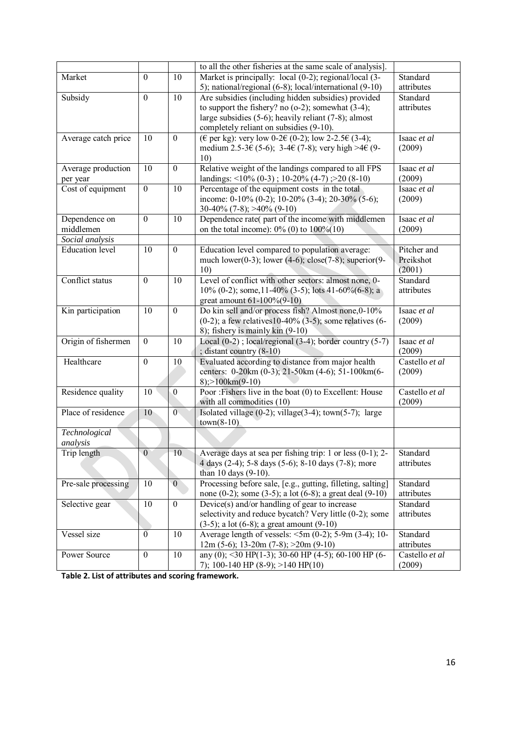| | | | to all the other fisheries at the same scale of analysis]. | |
|---|---|---|---|---|
| Market | 0 | 10 | Market is principally: local (0-2); regional/local (3-5); national/regional (6-8); local/international (9-10) | Standard attributes |
| Subsidy | 0 | 10 | Are subsidies (including hidden subsidies) provided to support the fishery? no (o-2); somewhat (3-4); large subsidies (5-6); heavily reliant (7-8); almost completely reliant on subsidies (9-10). | Standard attributes |
| Average catch price | 10 | 0 | (€ per kg): very low 0-2€ (0-2); low 2-2.5€ (3-4); medium 2.5-3€ (5-6); 3-4€ (7-8); very high >4€ (9-10) | Isaac *et al* (2009) |
| Average production per year | 10 | 0 | Relative weight of the landings compared to all FPS landings: <10% (0-3) ; 10-20% (4-7) ;>20 (8-10) | Isaac *et al* (2009) |
| Cost of equipment | 0 | 10 | Percentage of the equipment costs in the total income: 0-10% (0-2); 10-20% (3-4); 20-30% (5-6); 30-40% (7-8); >40% (9-10) | Isaac *et al* (2009) |
| Dependence on middlemen | 0 | 10 | Dependence rate( part of the income with middlemen on the total income): 0% (0) to 100%(10) | Isaac *et al* (2009) |
| *Social analysis* | | | | |
| Education level | 10 | 0 | Education level compared to population average: much lower(0-3); lower (4-6); close(7-8); superior(9-10) | Pitcher and Preikshot (2001) |
| Conflict status | 0 | 10 | Level of conflict with other sectors: almost none, 0-10% (0-2); some,11-40% (3-5); lots 41-60%(6-8); a great amount 61-100%(9-10) | Standard attributes |
| Kin participation | 10 | 0 | Do kin sell and/or process fish? Almost none,0-10% (0-2); a few relatives10-40% (3-5); some relatives (6-8); fishery is mainly kin (9-10) | Isaac *et al* (2009) |
| Origin of fishermen | 0 | 10 | Local (0-2) ; local/regional (3-4); border country (5-7) ; distant country (8-10) | Isaac *et al* (2009) |
| Healthcare | 0 | 10 | Evaluated according to distance from major health centers: 0-20km (0-3); 21-50km (4-6); 51-100km(6-8);>100km(9-10) | Castello *et al* (2009) |
| Residence quality | 10 | 0 | Poor :Fishers live in the boat (0) to Excellent: House with all commodities (10) | Castello *et al* (2009) |
| Place of residence | 10 | 0 | Isolated village (0-2); village(3-4); town(5-7); large town(8-10) | |
| *Technological analysis* | | | | |
| Trip length | 0 | 10 | Average days at sea per fishing trip: 1 or less (0-1); 2-4 days (2-4); 5-8 days (5-6); 8-10 days (7-8); more than 10 days (9-10). | Standard attributes |
| Pre-sale processing | 10 | 0 | Processing before sale, [e.g., gutting, filleting, salting] none (0-2); some (3-5); a lot (6-8); a great deal (9-10) | Standard attributes |
| Selective gear | 10 | 0 | Device(s) and/or handling of gear to increase selectivity and reduce bycatch? Very little (0-2); some (3-5); a lot (6-8); a great amount (9-10) | Standard attributes |
| Vessel size | 0 | 10 | Average length of vessels: <5m (0-2); 5-9m (3-4); 10-12m (5-6); 13-20m (7-8); >20m (9-10) | Standard attributes |
| Power Source | 0 | 10 | any (0); <30 HP(1-3); 30-60 HP (4-5); 60-100 HP (6-7); 100-140 HP (8-9); >140 HP(10) | Castello *et al* (2009) |

**Table 2. List of attributes and scoring framework.**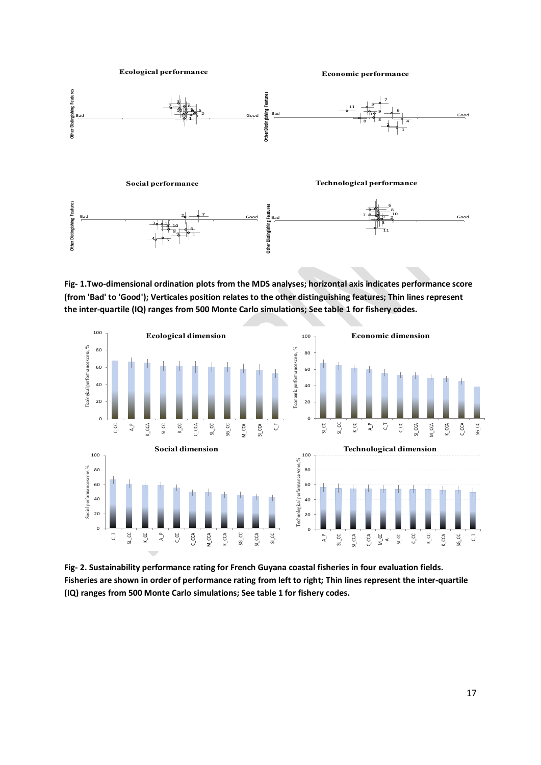**Fig- 1.Two-dimensional ordination plots from the MDS analyses; horizontal axis indicates performance score (from 'Bad' to 'Good'); Verticales position relates to the other distinguishing features; Thin lines represent the inter-quartile (IQ) ranges from 500 Monte Carlo simulations; See table 1 for fishery codes.**

**Fig- 2. Sustainability performance rating for French Guyana coastal fisheries in four evaluation fields. Fisheries are shown in order of performance rating from left to right; Thin lines represent the inter-quartile (IQ) ranges from 500 Monte Carlo simulations; See table 1 for fishery codes.**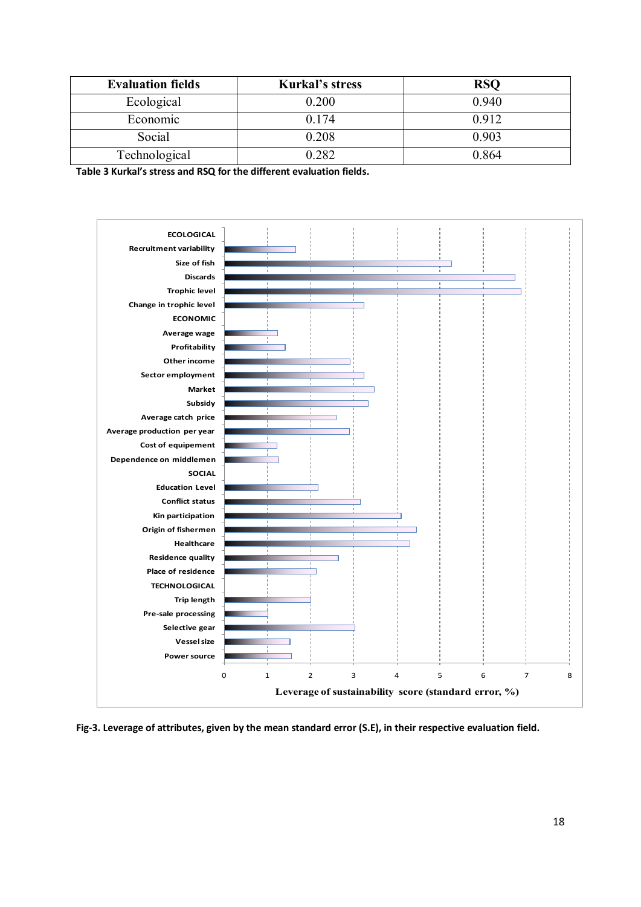| Evaluation fields | Kurkal's stress | RSQ |
| --- | --- | --- |
| Ecological | 0.200 | 0.940 |
| Economic | 0.174 | 0.912 |
| Social | 0.208 | 0.903 |
| Technological | 0.282 | 0.864 |

**Table 3 Kurkal's stress and RSQ for the different evaluation fields.**

**Fig-3. Leverage of attributes, given by the mean standard error (S.E), in their respective evaluation field.**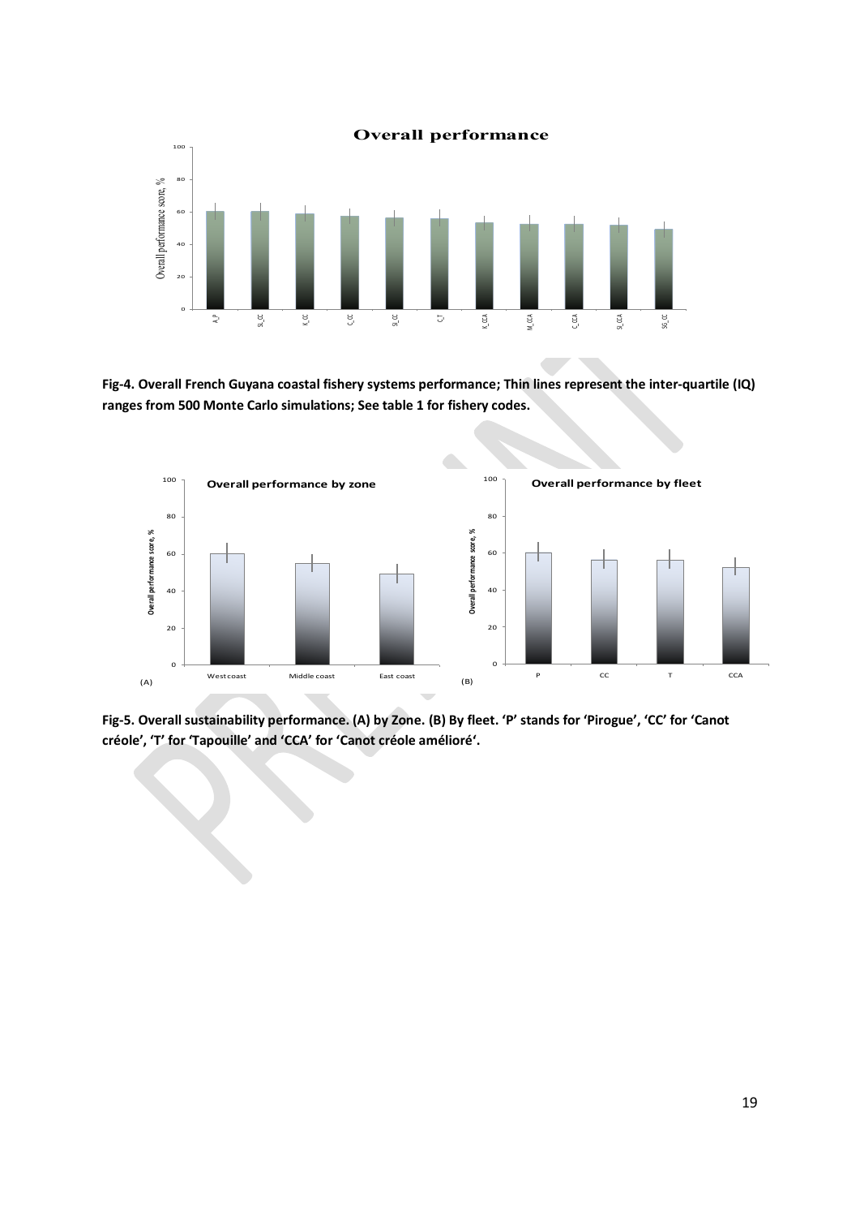Fig-4. Overall French Guyana coastal fishery systems performance; Thin lines represent the inter-quartile (IQ) ranges from 500 Monte Carlo simulations; See table 1 for fishery codes.

Fig-5. Overall sustainability performance. (A) by Zone. (B) By fleet. 'P' stands for 'Pirogue', 'CC' for 'Canot créole', 'T' for 'Tapouille' and 'CCA' for 'Canot créole amélioré'.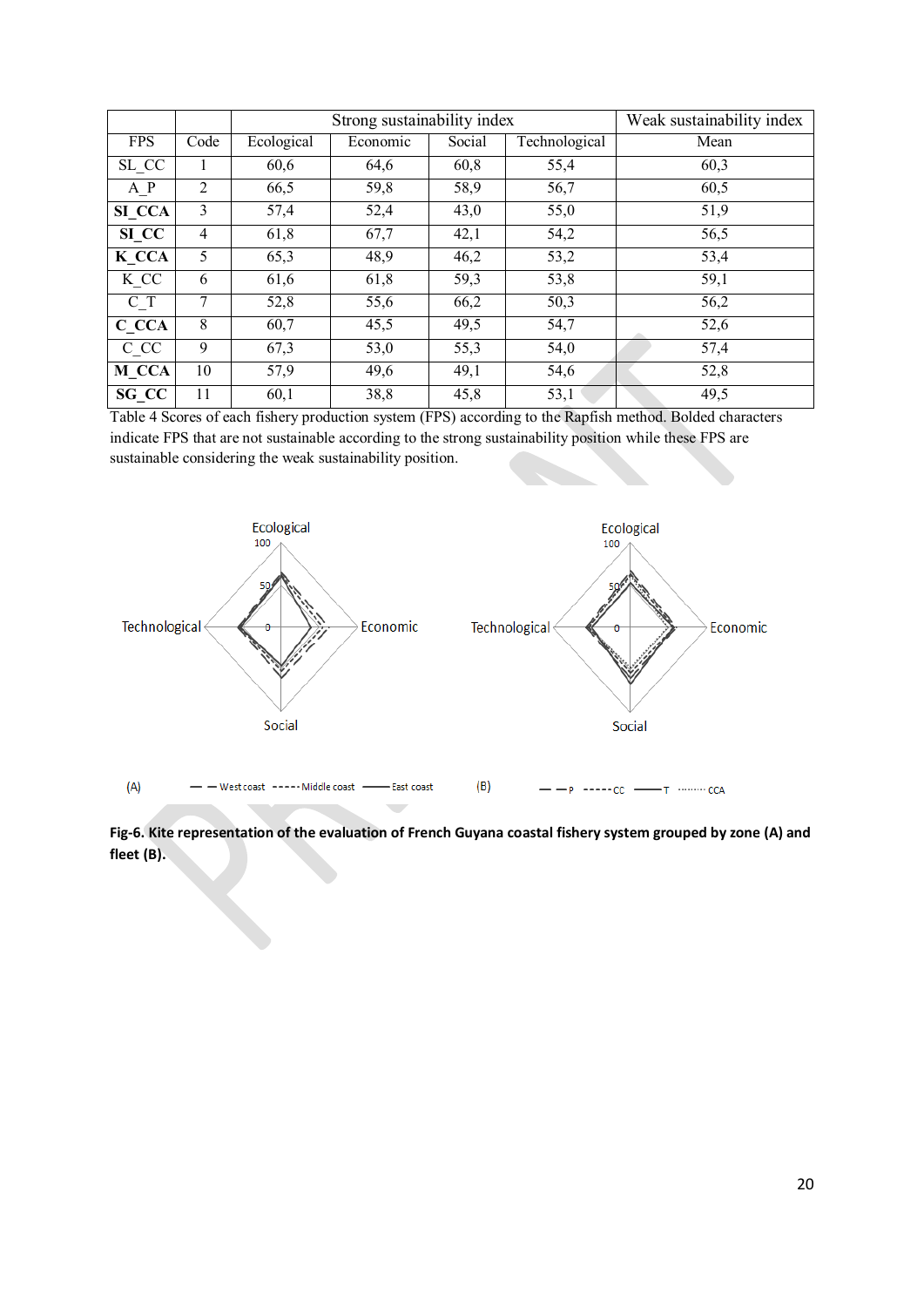| | | Strong sustainability index | | | | Weak sustainability index |
|---|---|---|---|---|---|---|
| FPS | Code | Ecological | Economic | Social | Technological | Mean |
| SL_CC | 1 | 60,6 | 64,6 | 60,8 | 55,4 | 60,3 |
| A_P | 2 | 66,5 | 59,8 | 58,9 | 56,7 | 60,5 |
| **SI_CCA** | 3 | 57,4 | 52,4 | 43,0 | 55,0 | 51,9 |
| **SI_CC** | 4 | 61,8 | 67,7 | 42,1 | 54,2 | 56,5 |
| **K_CCA** | 5 | 65,3 | 48,9 | 46,2 | 53,2 | 53,4 |
| K_CC | 6 | 61,6 | 61,8 | 59,3 | 53,8 | 59,1 |
| C_T | 7 | 52,8 | 55,6 | 66,2 | 50,3 | 56,2 |
| **C_CCA** | 8 | 60,7 | 45,5 | 49,5 | 54,7 | 52,6 |
| C_CC | 9 | 67,3 | 53,0 | 55,3 | 54,0 | 57,4 |
| **M_CCA** | 10 | 57,9 | 49,6 | 49,1 | 54,6 | 52,8 |
| **SG_CC** | 11 | 60,1 | 38,8 | 45,8 | 53,1 | 49,5 |

Table 4 Scores of each fishery production system (FPS) according to the Rapfish method. Bolded characters indicate FPS that are not sustainable according to the strong sustainability position while these FPS are sustainable considering the weak sustainability position.

Ecological
100
50
0
Technological
Economic
Social

(A) West coast, Middle coast, East coast

Ecological
100
50
0
Technological
Economic
Social

(B) P, CC, T, CCA

**Fig-6. Kite representation of the evaluation of French Guyana coastal fishery system grouped by zone (A) and fleet (B).**